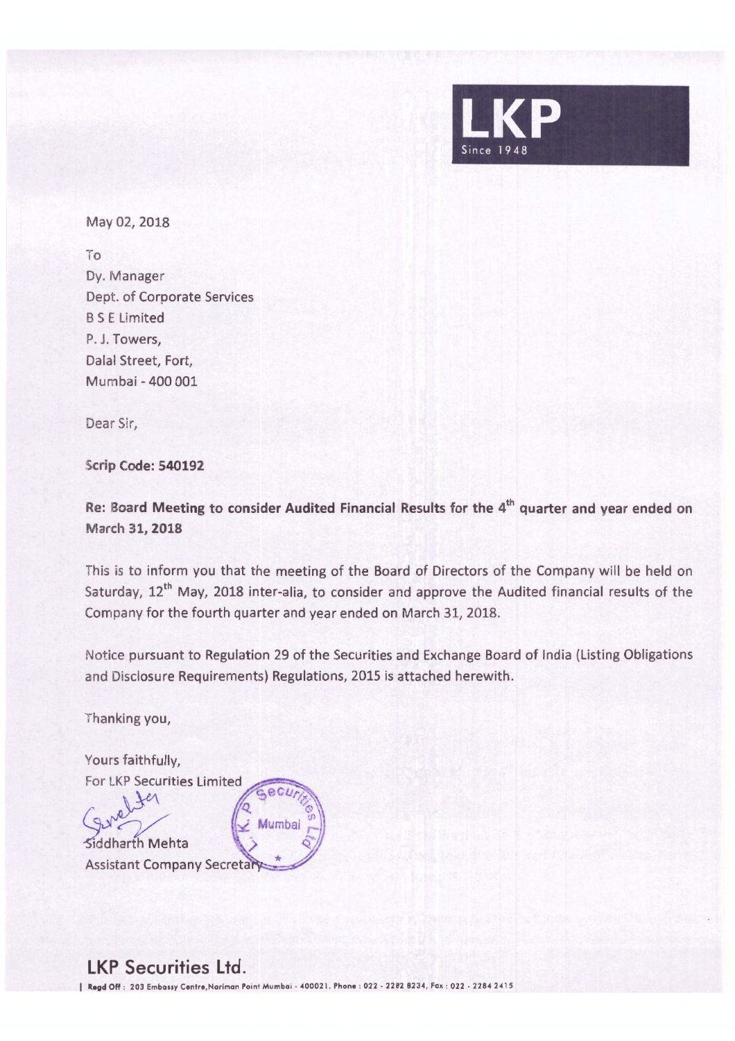LKP
Since 1948

May 02, 2018

To
Dy. Manager
Dept. of Corporate Services
B S E Limited
P. J. Towers,
Dalal Street, Fort,
Mumbai - 400 001

Dear Sir,

**Scrip Code: 540192**

**Re: Board Meeting to consider Audited Financial Results for the 4th quarter and year ended on March 31, 2018**

This is to inform you that the meeting of the Board of Directors of the Company will be held on Saturday, 12th May, 2018 inter-alia, to consider and approve the Audited financial results of the Company for the fourth quarter and year ended on March 31, 2018.

Notice pursuant to Regulation 29 of the Securities and Exchange Board of India (Listing Obligations and Disclosure Requirements) Regulations, 2015 is attached herewith.

Thanking you,

Yours faithfully,
For LKP Securities Limited

Siddharth Mehta
Assistant Company Secretary

**LKP Securities Ltd.**

Regd Off : 203 Embassy Centre, Nariman Point Mumbai - 400021. Phone : 022 - 2282 8234, Fax : 022 - 2284 2415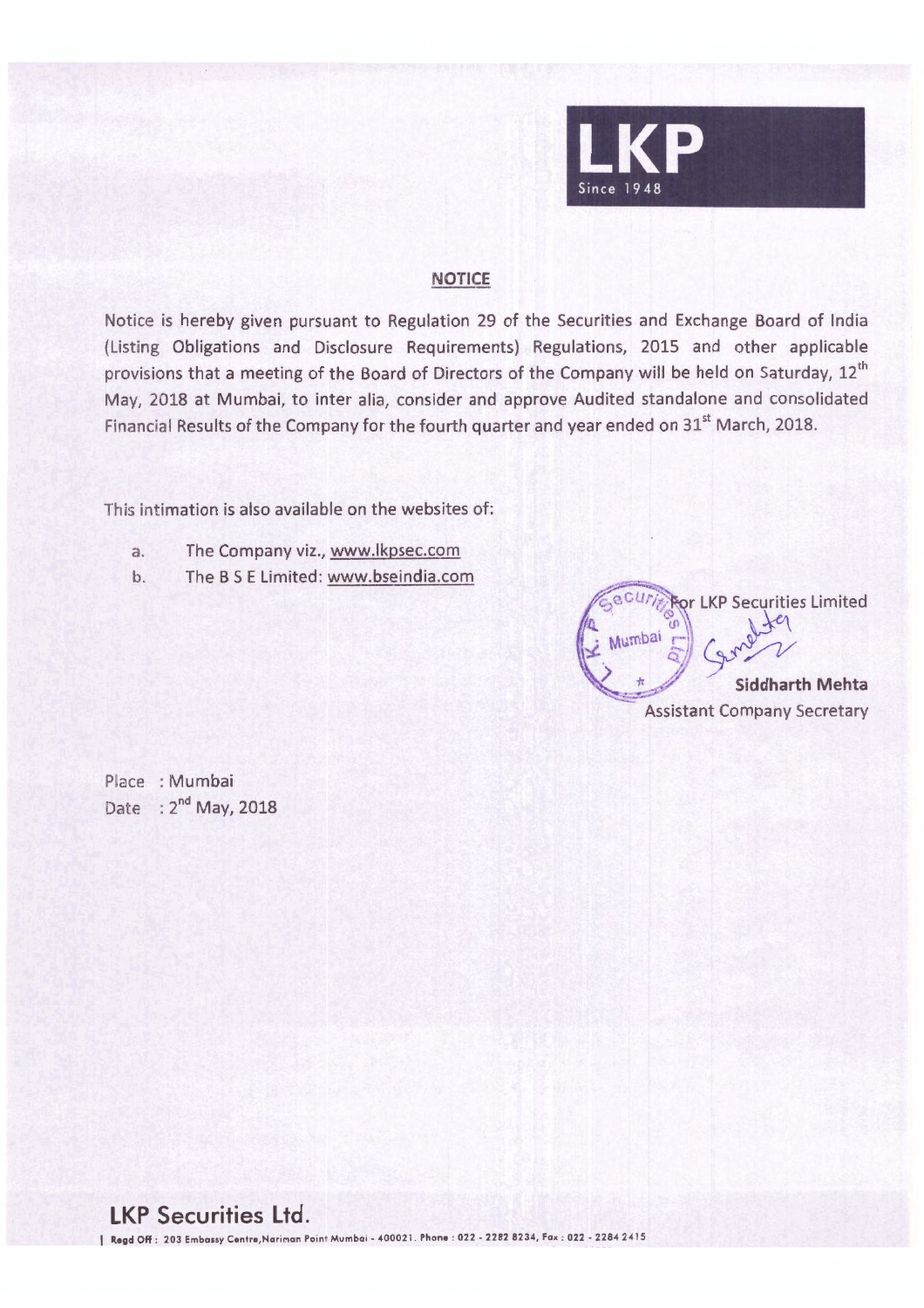LKP

Since 1948

## NOTICE

Notice is hereby given pursuant to Regulation 29 of the Securities and Exchange Board of India (Listing Obligations and Disclosure Requirements) Regulations, 2015 and other applicable provisions that a meeting of the Board of Directors of the Company will be held on Saturday, 12th May, 2018 at Mumbai, to inter alia, consider and approve Audited standalone and consolidated Financial Results of the Company for the fourth quarter and year ended on 31st March, 2018.

This intimation is also available on the websites of:

a. The Company viz., www.lkpsec.com
b. The B S E Limited: www.bseindia.com

For LKP Securities Limited

**Siddharth Mehta**
Assistant Company Secretary

Place : Mumbai
Date : 2nd May, 2018

**LKP Securities Ltd.**

Regd Off : 203 Embassy Centre, Nariman Point Mumbai - 400021. Phone : 022 - 2282 8234, Fax : 022 - 2284 2415